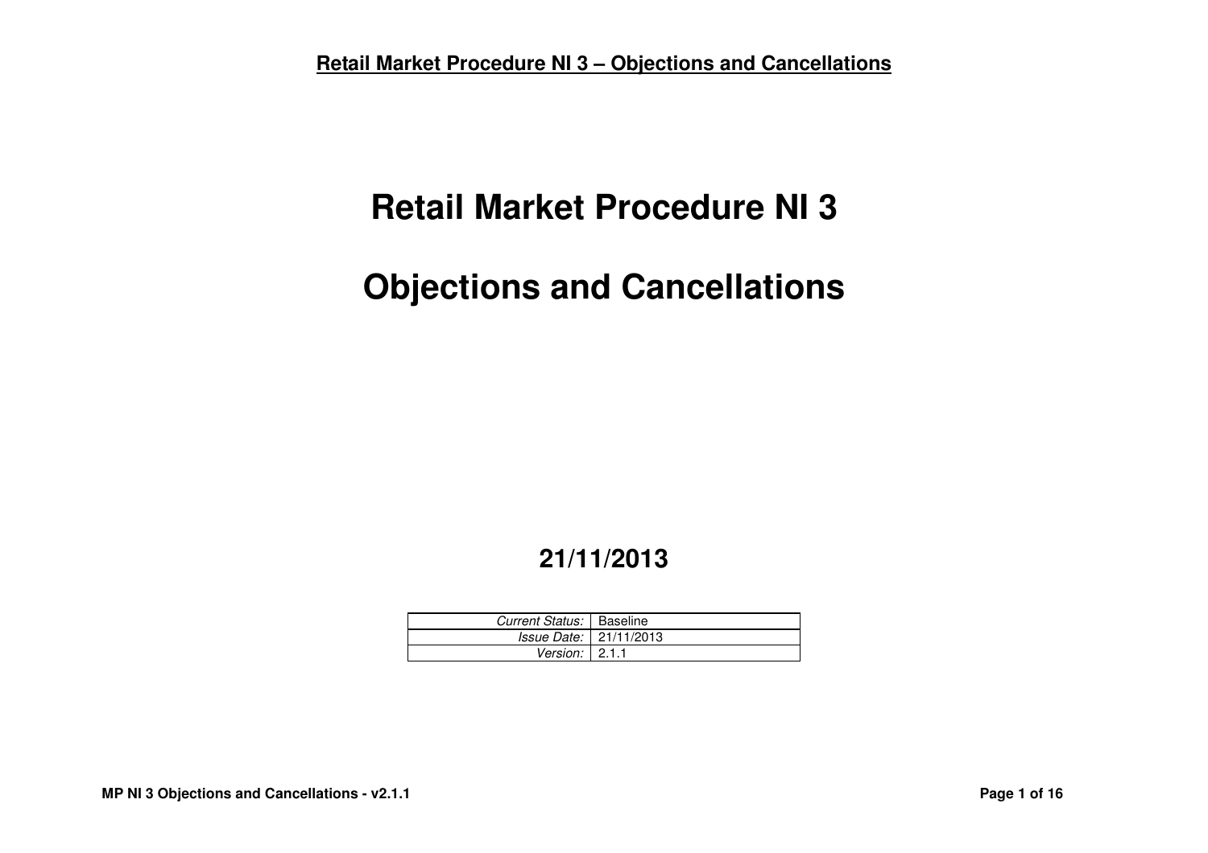# Retail Market Procedure NI 3

# Objections and Cancellations

## 21/11/2013

| | |
|---|---|
| *Current Status:* | Baseline |
| *Issue Date:* | 21/11/2013 |
| *Version:* | 2.1.1 |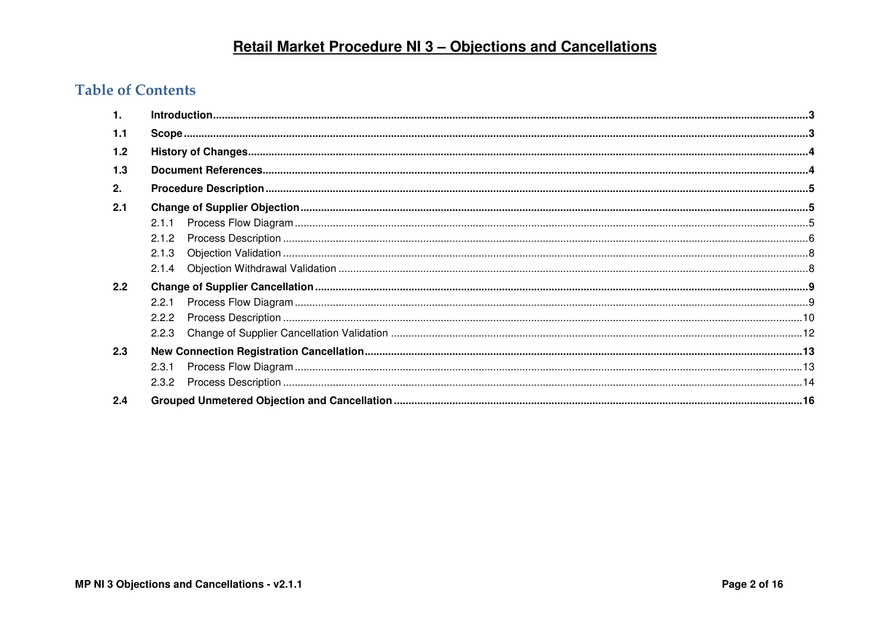# Retail Market Procedure NI 3 – Objections and Cancellations

## Table of Contents

| | | |
|---|---|---|
| **1.** | **Introduction** | **3** |
| **1.1** | **Scope** | **3** |
| **1.2** | **History of Changes** | **4** |
| **1.3** | **Document References** | **4** |
| **2.** | **Procedure Description** | **5** |
| **2.1** | **Change of Supplier Objection** | **5** |
| | 2.1.1 Process Flow Diagram | 5 |
| | 2.1.2 Process Description | 6 |
| | 2.1.3 Objection Validation | 8 |
| | 2.1.4 Objection Withdrawal Validation | 8 |
| **2.2** | **Change of Supplier Cancellation** | **9** |
| | 2.2.1 Process Flow Diagram | 9 |
| | 2.2.2 Process Description | 10 |
| | 2.2.3 Change of Supplier Cancellation Validation | 12 |
| **2.3** | **New Connection Registration Cancellation** | **13** |
| | 2.3.1 Process Flow Diagram | 13 |
| | 2.3.2 Process Description | 14 |
| **2.4** | **Grouped Unmetered Objection and Cancellation** | **16** |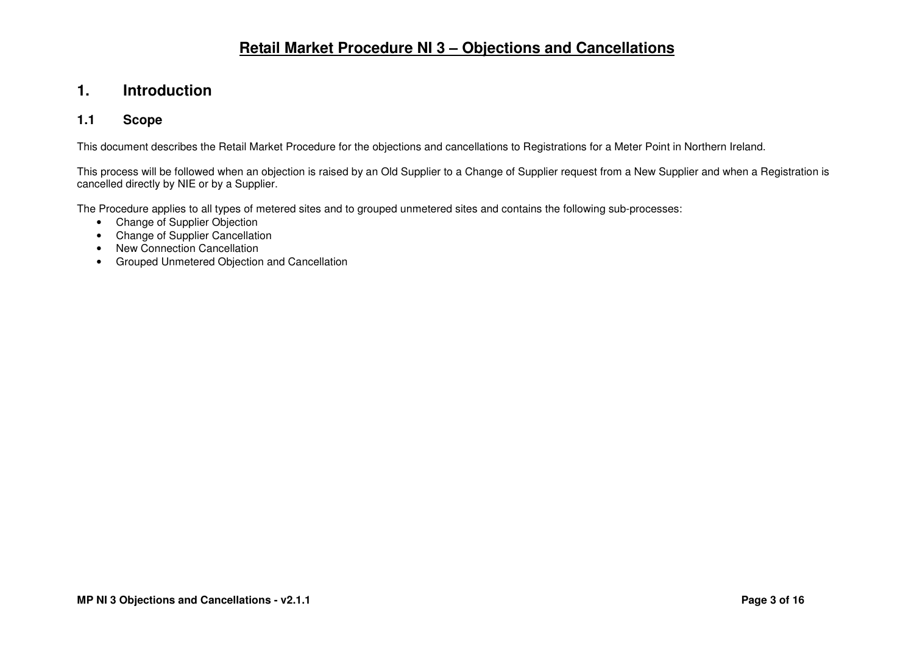# Retail Market Procedure NI 3 – Objections and Cancellations

## 1. Introduction

### 1.1 Scope

This document describes the Retail Market Procedure for the objections and cancellations to Registrations for a Meter Point in Northern Ireland.

This process will be followed when an objection is raised by an Old Supplier to a Change of Supplier request from a New Supplier and when a Registration is cancelled directly by NIE or by a Supplier.

The Procedure applies to all types of metered sites and to grouped unmetered sites and contains the following sub-processes:

- Change of Supplier Objection
- Change of Supplier Cancellation
- New Connection Cancellation
- Grouped Unmetered Objection and Cancellation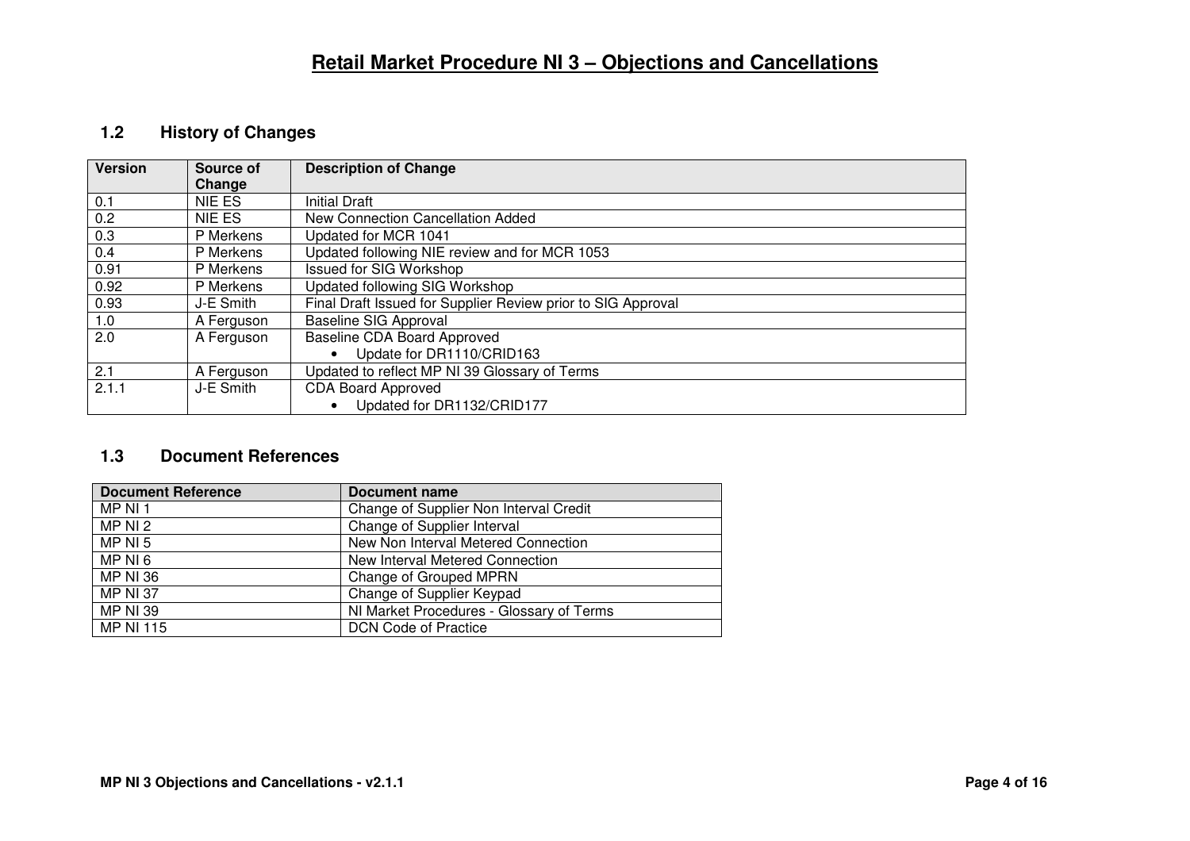# Retail Market Procedure NI 3 – Objections and Cancellations

## 1.2 History of Changes

| Version | Source of Change | Description of Change |
|---|---|---|
| 0.1 | NIE ES | Initial Draft |
| 0.2 | NIE ES | New Connection Cancellation Added |
| 0.3 | P Merkens | Updated for MCR 1041 |
| 0.4 | P Merkens | Updated following NIE review and for MCR 1053 |
| 0.91 | P Merkens | Issued for SIG Workshop |
| 0.92 | P Merkens | Updated following SIG Workshop |
| 0.93 | J-E Smith | Final Draft Issued for Supplier Review prior to SIG Approval |
| 1.0 | A Ferguson | Baseline SIG Approval |
| 2.0 | A Ferguson | Baseline CDA Board Approved<br>• Update for DR1110/CRID163 |
| 2.1 | A Ferguson | Updated to reflect MP NI 39 Glossary of Terms |
| 2.1.1 | J-E Smith | CDA Board Approved<br>• Updated for DR1132/CRID177 |

## 1.3 Document References

| Document Reference | Document name |
|---|---|
| MP NI 1 | Change of Supplier Non Interval Credit |
| MP NI 2 | Change of Supplier Interval |
| MP NI 5 | New Non Interval Metered Connection |
| MP NI 6 | New Interval Metered Connection |
| MP NI 36 | Change of Grouped MPRN |
| MP NI 37 | Change of Supplier Keypad |
| MP NI 39 | NI Market Procedures - Glossary of Terms |
| MP NI 115 | DCN Code of Practice |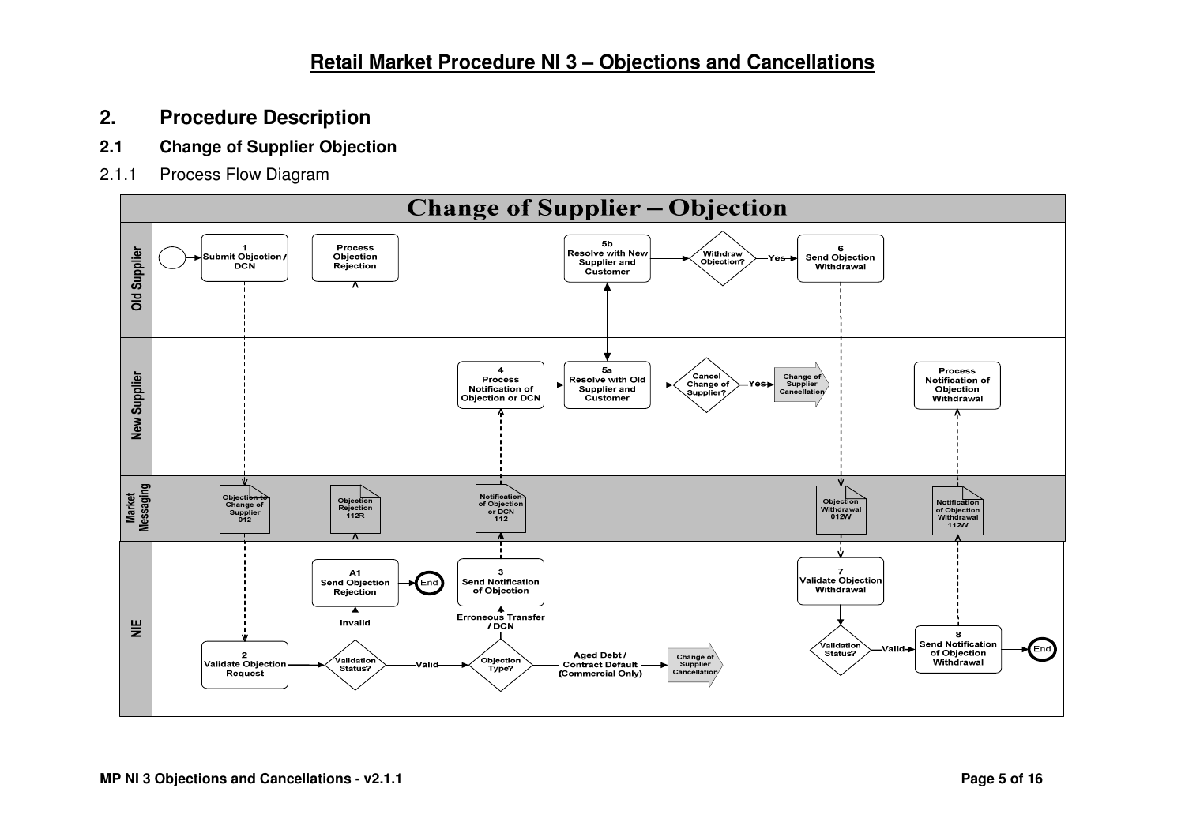## 2. Procedure Description

### 2.1 Change of Supplier Objection

2.1.1 Process Flow Diagram

**Change of Supplier – Objection**

**Old Supplier**

- 1 Submit Objection / DCN
- Process Objection Rejection
- 5b Resolve with New Supplier and Customer
- Withdraw Objection? – Yes
- 6 Send Objection Withdrawal

**New Supplier**

- 4 Process Notification of Objection or DCN
- 5a Resolve with Old Supplier and Customer
- Cancel Change of Supplier? – Yes
- Change of Supplier Cancellation
- Process Notification of Objection Withdrawal

**Market Messaging**

- Objection to Change of Supplier 012
- Objection Rejection 112R
- Notification of Objection or DCN 112
- Objection Withdrawal 012W
- Notification of Objection Withdrawal 112W

**NIE**

- 2 Validate Objection Request
- Validation Status? – Invalid / Valid
- A1 Send Objection Rejection – End
- Objection Type? – Erroneous Transfer / DCN; Aged Debt / Contract Default (Commercial Only)
- 3 Send Notification of Objection
- Change of Supplier Cancellation
- 7 Validate Objection Withdrawal
- Validation Status? – Valid
- 8 Send Notification of Objection Withdrawal – End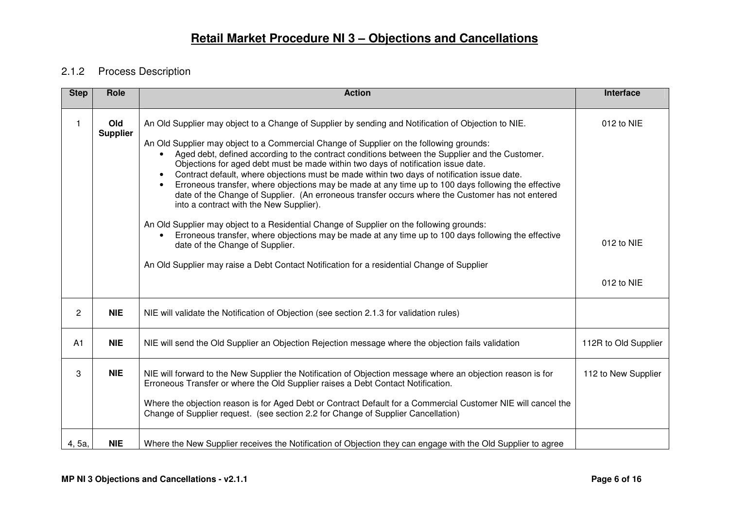# Retail Market Procedure NI 3 – Objections and Cancellations

### 2.1.2 Process Description

| Step | Role | Action | Interface |
|---|---|---|---|
| 1 | **Old Supplier** | An Old Supplier may object to a Change of Supplier by sending and Notification of Objection to NIE.<br><br>An Old Supplier may object to a Commercial Change of Supplier on the following grounds:<br>• Aged debt, defined according to the contract conditions between the Supplier and the Customer. Objections for aged debt must be made within two days of notification issue date.<br>• Contract default, where objections must be made within two days of notification issue date.<br>• Erroneous transfer, where objections may be made at any time up to 100 days following the effective date of the Change of Supplier. (An erroneous transfer occurs where the Customer has not entered into a contract with the New Supplier).<br><br>An Old Supplier may object to a Residential Change of Supplier on the following grounds:<br>• Erroneous transfer, where objections may be made at any time up to 100 days following the effective date of the Change of Supplier.<br><br>An Old Supplier may raise a Debt Contact Notification for a residential Change of Supplier | 012 to NIE<br><br>012 to NIE<br><br>012 to NIE |
| 2 | **NIE** | NIE will validate the Notification of Objection (see section 2.1.3 for validation rules) | |
| A1 | **NIE** | NIE will send the Old Supplier an Objection Rejection message where the objection fails validation | 112R to Old Supplier |
| 3 | **NIE** | NIE will forward to the New Supplier the Notification of Objection message where an objection reason is for Erroneous Transfer or where the Old Supplier raises a Debt Contact Notification.<br><br>Where the objection reason is for Aged Debt or Contract Default for a Commercial Customer NIE will cancel the Change of Supplier request. (see section 2.2 for Change of Supplier Cancellation) | 112 to New Supplier |
| 4, 5a, | **NIE** | Where the New Supplier receives the Notification of Objection they can engage with the Old Supplier to agree | |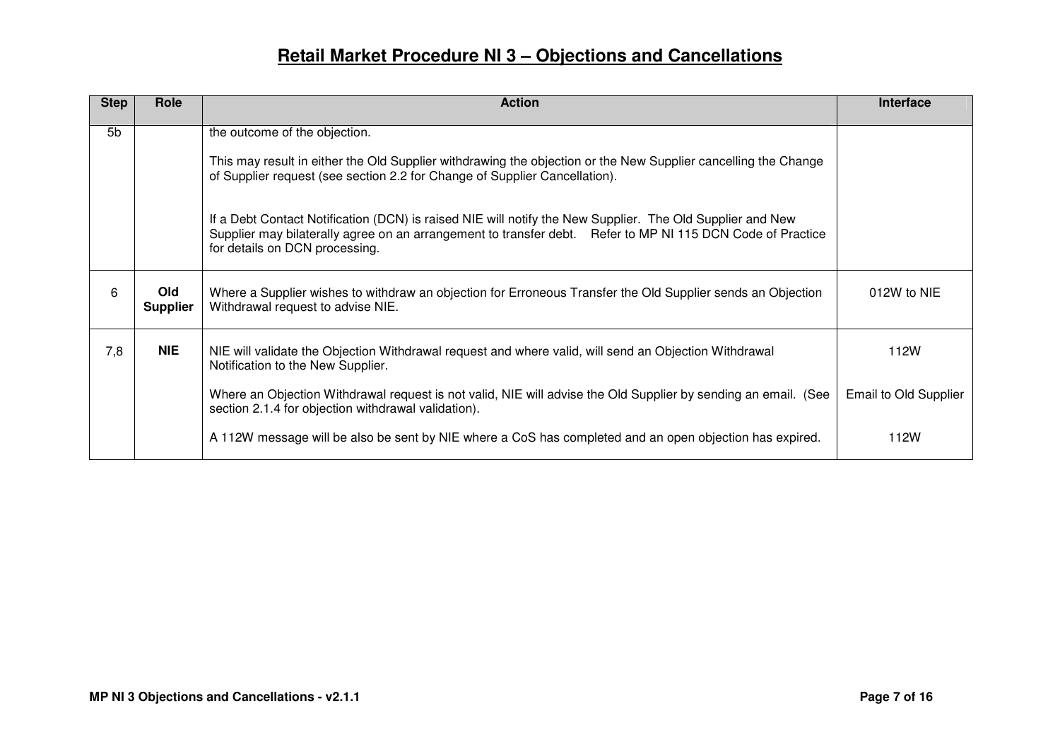| Step | Role | Action | Interface |
|---|---|---|---|
| 5b | | the outcome of the objection.<br><br>This may result in either the Old Supplier withdrawing the objection or the New Supplier cancelling the Change of Supplier request (see section 2.2 for Change of Supplier Cancellation).<br><br>If a Debt Contact Notification (DCN) is raised NIE will notify the New Supplier. The Old Supplier and New Supplier may bilaterally agree on an arrangement to transfer debt. Refer to MP NI 115 DCN Code of Practice for details on DCN processing. | |
| 6 | **Old Supplier** | Where a Supplier wishes to withdraw an objection for Erroneous Transfer the Old Supplier sends an Objection Withdrawal request to advise NIE. | 012W to NIE |
| 7,8 | **NIE** | NIE will validate the Objection Withdrawal request and where valid, will send an Objection Withdrawal Notification to the New Supplier.<br><br>Where an Objection Withdrawal request is not valid, NIE will advise the Old Supplier by sending an email. (See section 2.1.4 for objection withdrawal validation).<br><br>A 112W message will be also be sent by NIE where a CoS has completed and an open objection has expired. | 112W<br><br>Email to Old Supplier<br><br>112W |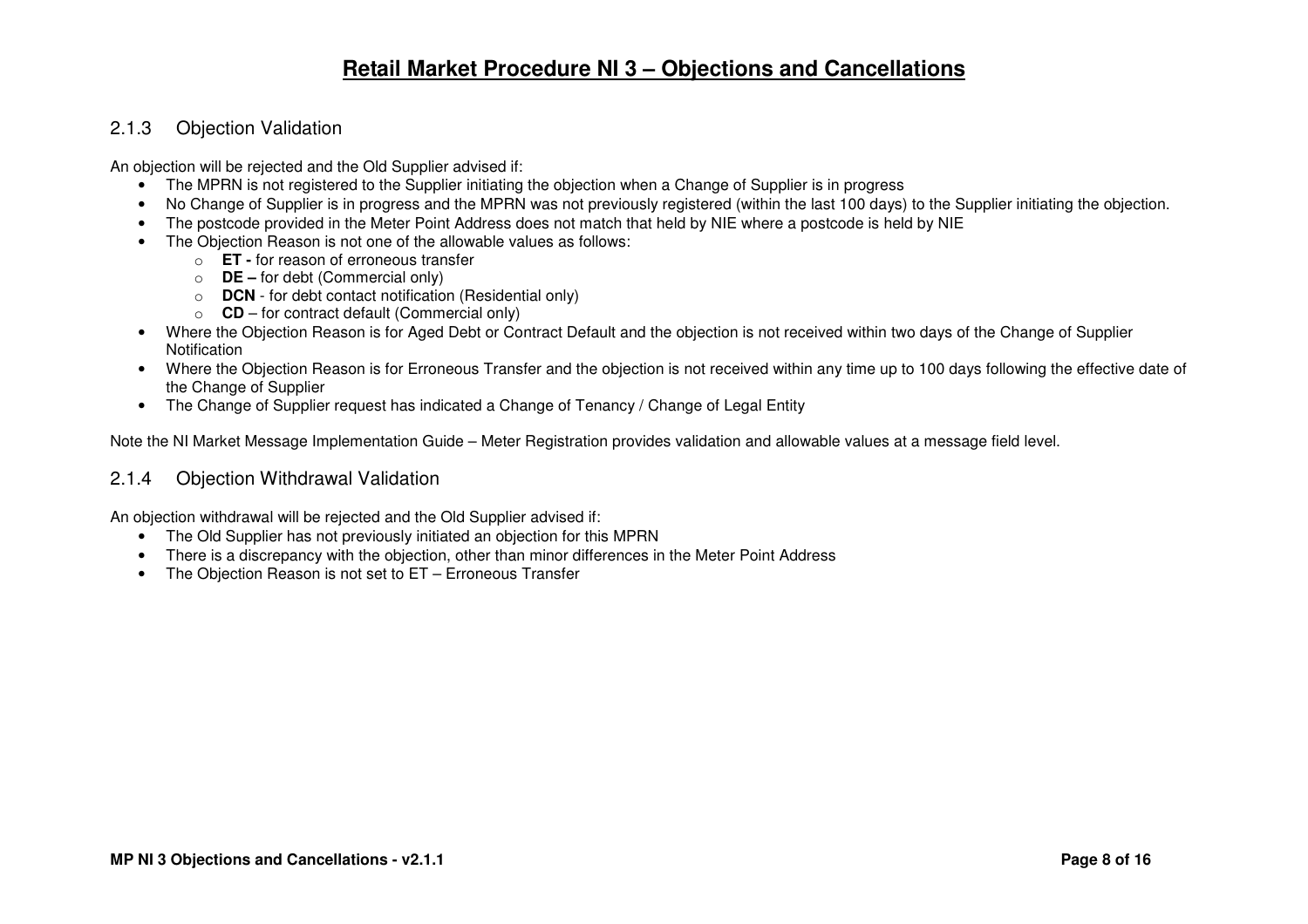### 2.1.3 Objection Validation

An objection will be rejected and the Old Supplier advised if:

- The MPRN is not registered to the Supplier initiating the objection when a Change of Supplier is in progress
- No Change of Supplier is in progress and the MPRN was not previously registered (within the last 100 days) to the Supplier initiating the objection.
- The postcode provided in the Meter Point Address does not match that held by NIE where a postcode is held by NIE
- The Objection Reason is not one of the allowable values as follows:
  - **ET -** for reason of erroneous transfer
  - **DE –** for debt (Commercial only)
  - **DCN** - for debt contact notification (Residential only)
  - **CD** – for contract default (Commercial only)
- Where the Objection Reason is for Aged Debt or Contract Default and the objection is not received within two days of the Change of Supplier Notification
- Where the Objection Reason is for Erroneous Transfer and the objection is not received within any time up to 100 days following the effective date of the Change of Supplier
- The Change of Supplier request has indicated a Change of Tenancy / Change of Legal Entity

Note the NI Market Message Implementation Guide – Meter Registration provides validation and allowable values at a message field level.

### 2.1.4 Objection Withdrawal Validation

An objection withdrawal will be rejected and the Old Supplier advised if:

- The Old Supplier has not previously initiated an objection for this MPRN
- There is a discrepancy with the objection, other than minor differences in the Meter Point Address
- The Objection Reason is not set to ET – Erroneous Transfer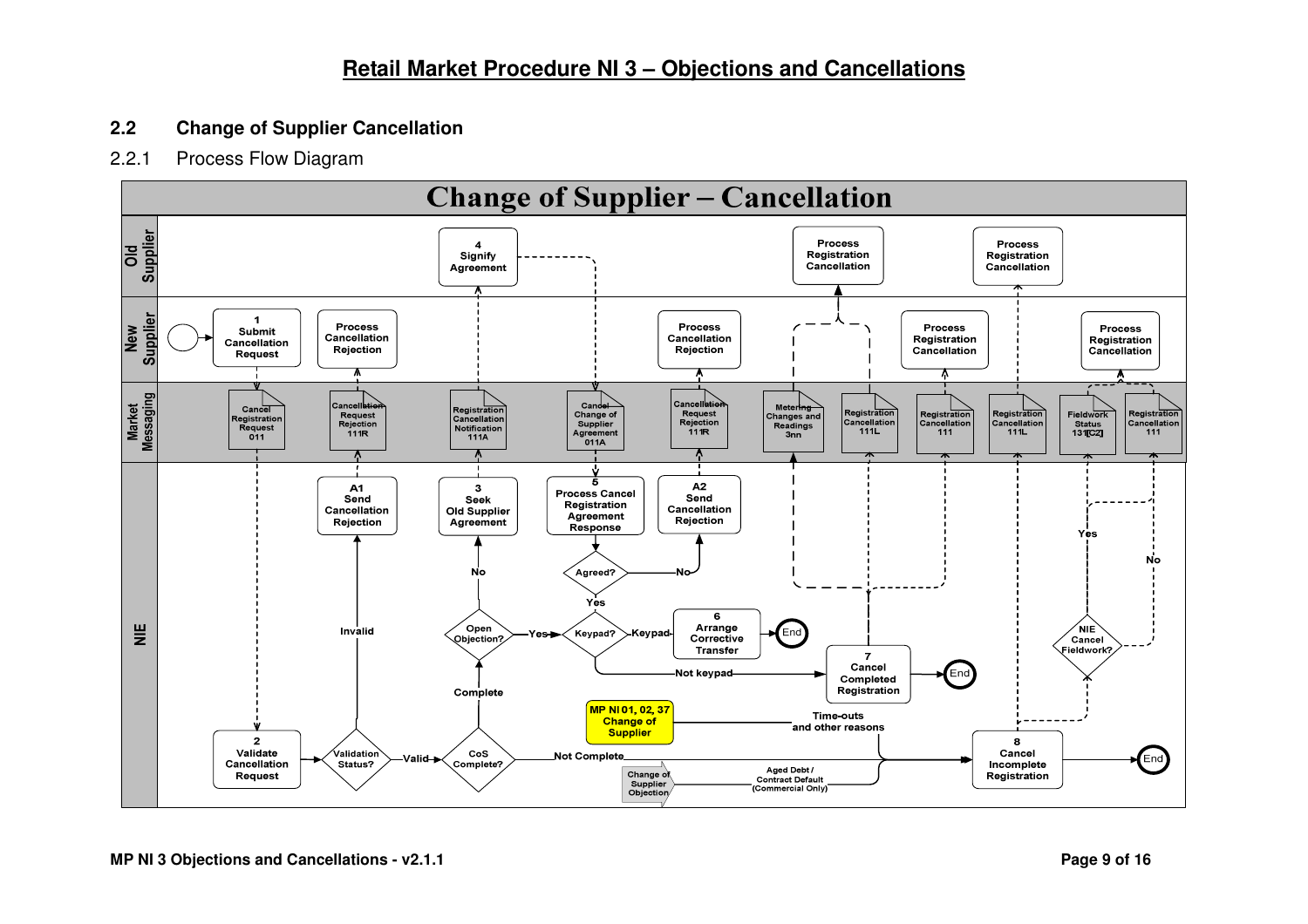## 2.2 Change of Supplier Cancellation

### 2.2.1 Process Flow Diagram

**Change of Supplier – Cancellation**

Swimlanes: Old Supplier | New Supplier | Market Messaging | NIE

**Old Supplier**
- 4 Signify Agreement
- Process Registration Cancellation
- Process Registration Cancellation

**New Supplier**
- 1 Submit Cancellation Request
- Process Cancellation Rejection
- Process Cancellation Rejection
- Process Registration Cancellation
- Process Registration Cancellation

**Market Messaging**
- Cancel Registration Request 011
- Cancellation Request Rejection 111R
- Registration Cancellation Notification 111A
- Cancel Change of Supplier Agreement 011A
- Cancellation Request Rejection 111R
- Metering Changes and Readings 3nn
- Registration Cancellation 111L
- Registration Cancellation 111
- Registration Cancellation 111L
- Fieldwork Status 131[C2]
- Registration Cancellation 111

**NIE**
- 2 Validate Cancellation Request
- Validation Status? (Invalid → A1; Valid → CoS Complete?)
- A1 Send Cancellation Rejection
- CoS Complete? (Complete → Open Objection?; Not Complete → 8)
- Open Objection? (No → 3; Yes → Keypad?)
- 3 Seek Old Supplier Agreement
- 5 Process Cancel Registration Agreement Response
- Agreed? (No → A2; Yes → Keypad?)
- A2 Send Cancellation Rejection
- Keypad? (Keypad → 6; Not keypad → 7)
- 6 Arrange Corrective Transfer → End
- 7 Cancel Completed Registration → End
- MP NI 01, 02, 37 Change of Supplier (Time-outs and other reasons → 8)
- Change of Supplier Objection (Aged Debt / Contract Default (Commercial Only) → 8)
- 8 Cancel Incomplete Registration → End
- NIE Cancel Fieldwork? (Yes → Fieldwork Status 131[C2]; No → Registration Cancellation 111)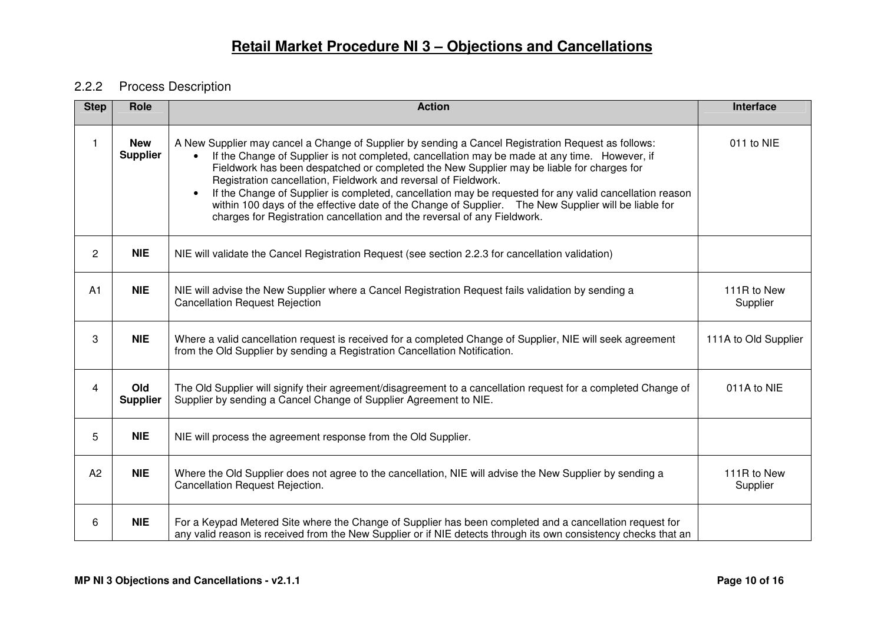### 2.2.2 Process Description

| Step | Role | Action | Interface |
|---|---|---|---|
| 1 | **New Supplier** | A New Supplier may cancel a Change of Supplier by sending a Cancel Registration Request as follows:<br>• If the Change of Supplier is not completed, cancellation may be made at any time. However, if Fieldwork has been despatched or completed the New Supplier may be liable for charges for Registration cancellation, Fieldwork and reversal of Fieldwork.<br>• If the Change of Supplier is completed, cancellation may be requested for any valid cancellation reason within 100 days of the effective date of the Change of Supplier. The New Supplier will be liable for charges for Registration cancellation and the reversal of any Fieldwork. | 011 to NIE |
| 2 | **NIE** | NIE will validate the Cancel Registration Request (see section 2.2.3 for cancellation validation) | |
| A1 | **NIE** | NIE will advise the New Supplier where a Cancel Registration Request fails validation by sending a Cancellation Request Rejection | 111R to New Supplier |
| 3 | **NIE** | Where a valid cancellation request is received for a completed Change of Supplier, NIE will seek agreement from the Old Supplier by sending a Registration Cancellation Notification. | 111A to Old Supplier |
| 4 | **Old Supplier** | The Old Supplier will signify their agreement/disagreement to a cancellation request for a completed Change of Supplier by sending a Cancel Change of Supplier Agreement to NIE. | 011A to NIE |
| 5 | **NIE** | NIE will process the agreement response from the Old Supplier. | |
| A2 | **NIE** | Where the Old Supplier does not agree to the cancellation, NIE will advise the New Supplier by sending a Cancellation Request Rejection. | 111R to New Supplier |
| 6 | **NIE** | For a Keypad Metered Site where the Change of Supplier has been completed and a cancellation request for any valid reason is received from the New Supplier or if NIE detects through its own consistency checks that an | |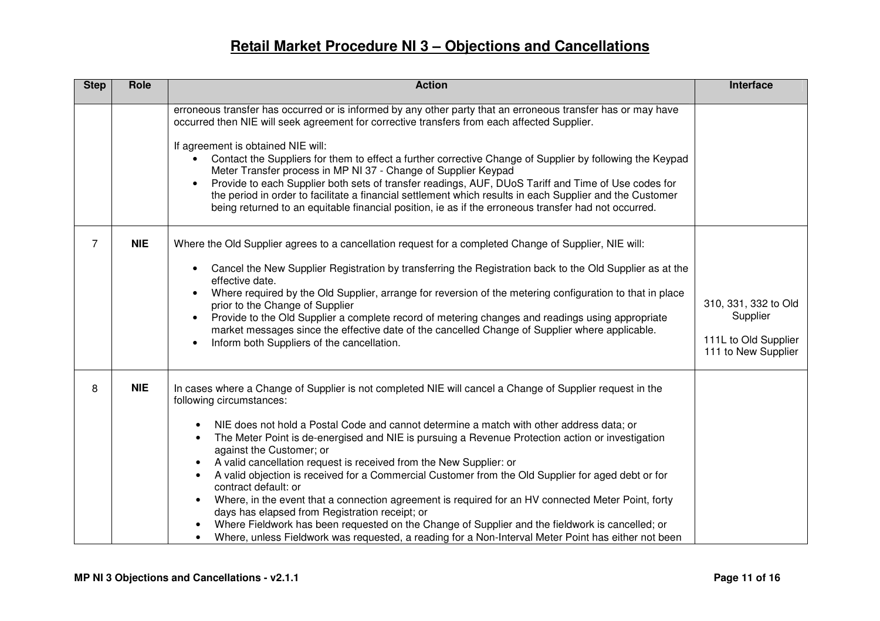# Retail Market Procedure NI 3 – Objections and Cancellations

| Step | Role | Action | Interface |
|---|---|---|---|
| | | erroneous transfer has occurred or is informed by any other party that an erroneous transfer has or may have occurred then NIE will seek agreement for corrective transfers from each affected Supplier.<br><br>If agreement is obtained NIE will:<br>• Contact the Suppliers for them to effect a further corrective Change of Supplier by following the Keypad Meter Transfer process in MP NI 37 - Change of Supplier Keypad<br>• Provide to each Supplier both sets of transfer readings, AUF, DUoS Tariff and Time of Use codes for the period in order to facilitate a financial settlement which results in each Supplier and the Customer being returned to an equitable financial position, ie as if the erroneous transfer had not occurred. | |
| 7 | **NIE** | Where the Old Supplier agrees to a cancellation request for a completed Change of Supplier, NIE will:<br><br>• Cancel the New Supplier Registration by transferring the Registration back to the Old Supplier as at the effective date.<br>• Where required by the Old Supplier, arrange for reversion of the metering configuration to that in place prior to the Change of Supplier<br>• Provide to the Old Supplier a complete record of metering changes and readings using appropriate market messages since the effective date of the cancelled Change of Supplier where applicable.<br>• Inform both Suppliers of the cancellation. | 310, 331, 332 to Old Supplier<br><br>111L to Old Supplier<br>111 to New Supplier |
| 8 | **NIE** | In cases where a Change of Supplier is not completed NIE will cancel a Change of Supplier request in the following circumstances:<br><br>• NIE does not hold a Postal Code and cannot determine a match with other address data; or<br>• The Meter Point is de-energised and NIE is pursuing a Revenue Protection action or investigation against the Customer; or<br>• A valid cancellation request is received from the New Supplier: or<br>• A valid objection is received for a Commercial Customer from the Old Supplier for aged debt or for contract default: or<br>• Where, in the event that a connection agreement is required for an HV connected Meter Point, forty days has elapsed from Registration receipt; or<br>• Where Fieldwork has been requested on the Change of Supplier and the fieldwork is cancelled; or<br>• Where, unless Fieldwork was requested, a reading for a Non-Interval Meter Point has either not been | |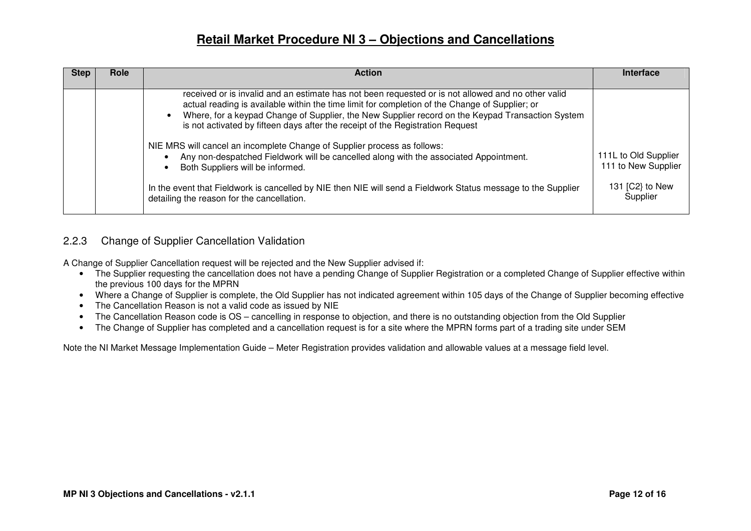# Retail Market Procedure NI 3 – Objections and Cancellations

| Step | Role | Action | Interface |
|---|---|---|---|
| | | received or is invalid and an estimate has not been requested or is not allowed and no other valid actual reading is available within the time limit for completion of the Change of Supplier; or<br>• Where, for a keypad Change of Supplier, the New Supplier record on the Keypad Transaction System is not activated by fifteen days after the receipt of the Registration Request<br><br>NIE MRS will cancel an incomplete Change of Supplier process as follows:<br>• Any non-despatched Fieldwork will be cancelled along with the associated Appointment.<br>• Both Suppliers will be informed.<br><br>In the event that Fieldwork is cancelled by NIE then NIE will send a Fieldwork Status message to the Supplier detailing the reason for the cancellation. | 111L to Old Supplier<br>111 to New Supplier<br><br>131 [C2} to New Supplier |

### 2.2.3 Change of Supplier Cancellation Validation

A Change of Supplier Cancellation request will be rejected and the New Supplier advised if:

- The Supplier requesting the cancellation does not have a pending Change of Supplier Registration or a completed Change of Supplier effective within the previous 100 days for the MPRN
- Where a Change of Supplier is complete, the Old Supplier has not indicated agreement within 105 days of the Change of Supplier becoming effective
- The Cancellation Reason is not a valid code as issued by NIE
- The Cancellation Reason code is OS – cancelling in response to objection, and there is no outstanding objection from the Old Supplier
- The Change of Supplier has completed and a cancellation request is for a site where the MPRN forms part of a trading site under SEM

Note the NI Market Message Implementation Guide – Meter Registration provides validation and allowable values at a message field level.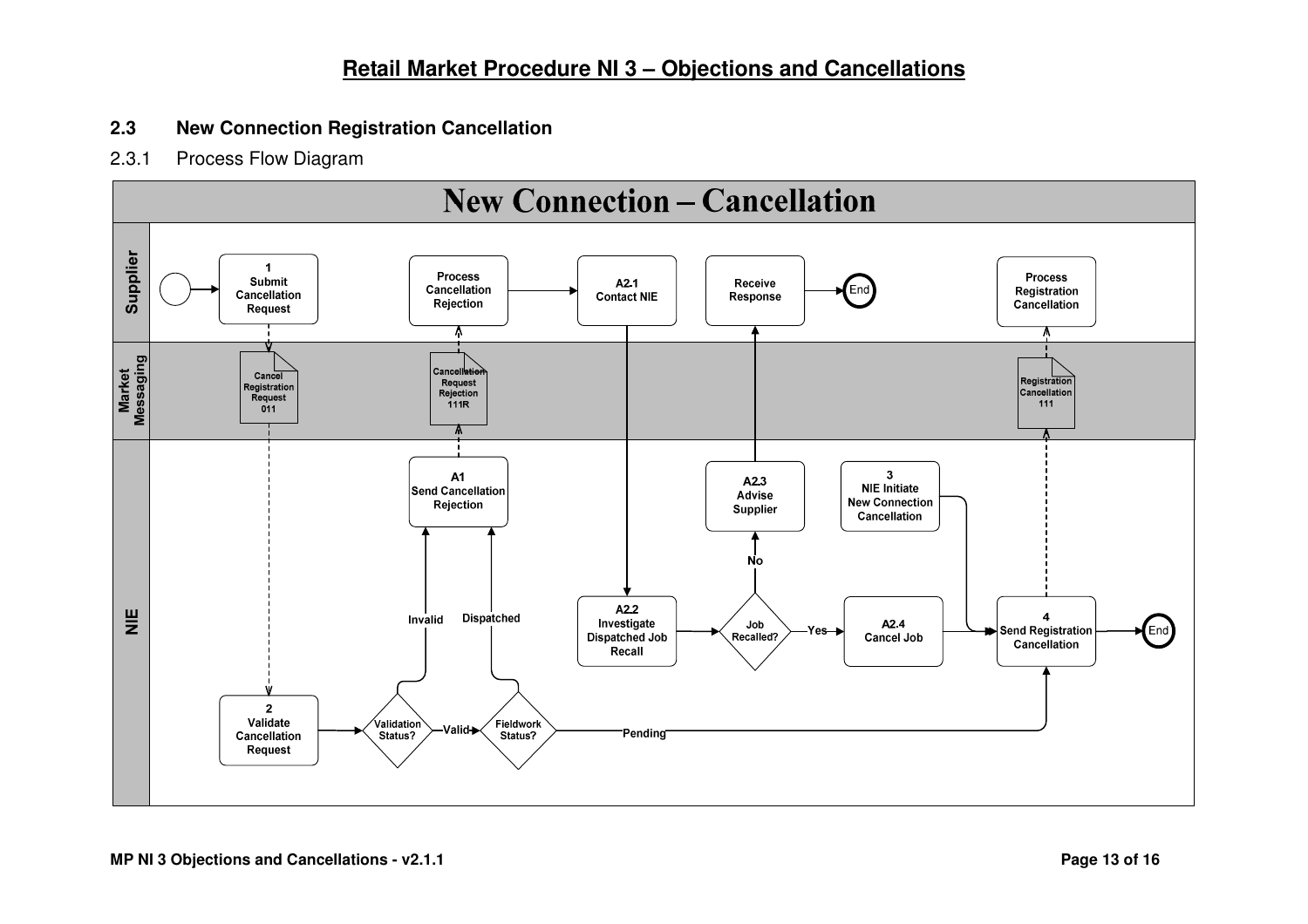## 2.3 New Connection Registration Cancellation

### 2.3.1 Process Flow Diagram

**New Connection – Cancellation**

**Supplier**

- 1 Submit Cancellation Request
- Process Cancellation Rejection
- A2.1 Contact NIE
- Receive Response
- End
- Process Registration Cancellation

**Market Messaging**

- Cancel Registration Request 011
- Cancellation Request Rejection 111R
- Registration Cancellation 111

**NIE**

- A1 Send Cancellation Rejection
- A2.3 Advise Supplier
- 3 NIE Initiate New Connection Cancellation
- Invalid
- Dispatched
- A2.2 Investigate Dispatched Job Recall
- Job Recalled?
- No
- Yes
- A2.4 Cancel Job
- 4 Send Registration Cancellation
- End
- 2 Validate Cancellation Request
- Validation Status?
- Valid
- Fieldwork Status?
- Pending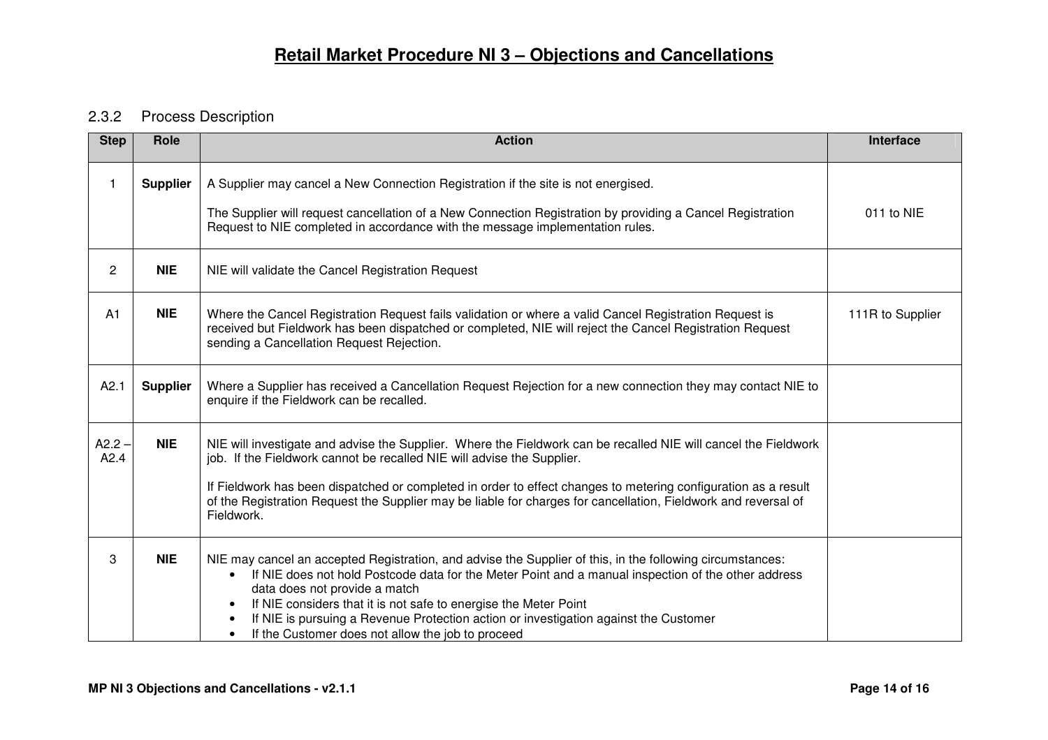### 2.3.2 Process Description

| Step | Role | Action | Interface |
|---|---|---|---|
| 1 | **Supplier** | A Supplier may cancel a New Connection Registration if the site is not energised.<br><br>The Supplier will request cancellation of a New Connection Registration by providing a Cancel Registration Request to NIE completed in accordance with the message implementation rules. | 011 to NIE |
| 2 | **NIE** | NIE will validate the Cancel Registration Request | |
| A1 | **NIE** | Where the Cancel Registration Request fails validation or where a valid Cancel Registration Request is received but Fieldwork has been dispatched or completed, NIE will reject the Cancel Registration Request sending a Cancellation Request Rejection. | 111R to Supplier |
| A2.1 | **Supplier** | Where a Supplier has received a Cancellation Request Rejection for a new connection they may contact NIE to enquire if the Fieldwork can be recalled. | |
| A2.2 – A2.4 | **NIE** | NIE will investigate and advise the Supplier. Where the Fieldwork can be recalled NIE will cancel the Fieldwork job. If the Fieldwork cannot be recalled NIE will advise the Supplier.<br><br>If Fieldwork has been dispatched or completed in order to effect changes to metering configuration as a result of the Registration Request the Supplier may be liable for charges for cancellation, Fieldwork and reversal of Fieldwork. | |
| 3 | **NIE** | NIE may cancel an accepted Registration, and advise the Supplier of this, in the following circumstances:<br>• If NIE does not hold Postcode data for the Meter Point and a manual inspection of the other address data does not provide a match<br>• If NIE considers that it is not safe to energise the Meter Point<br>• If NIE is pursuing a Revenue Protection action or investigation against the Customer<br>• If the Customer does not allow the job to proceed | |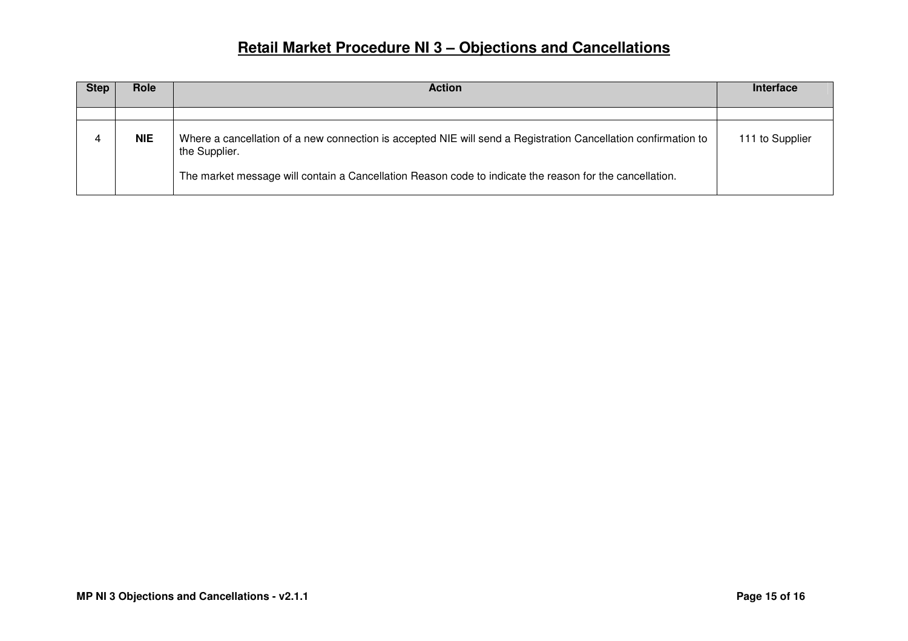# Retail Market Procedure NI 3 – Objections and Cancellations

| Step | Role | Action | Interface |
|---|---|---|---|
| | | | |
| 4 | **NIE** | Where a cancellation of a new connection is accepted NIE will send a Registration Cancellation confirmation to the Supplier.<br><br>The market message will contain a Cancellation Reason code to indicate the reason for the cancellation. | 111 to Supplier |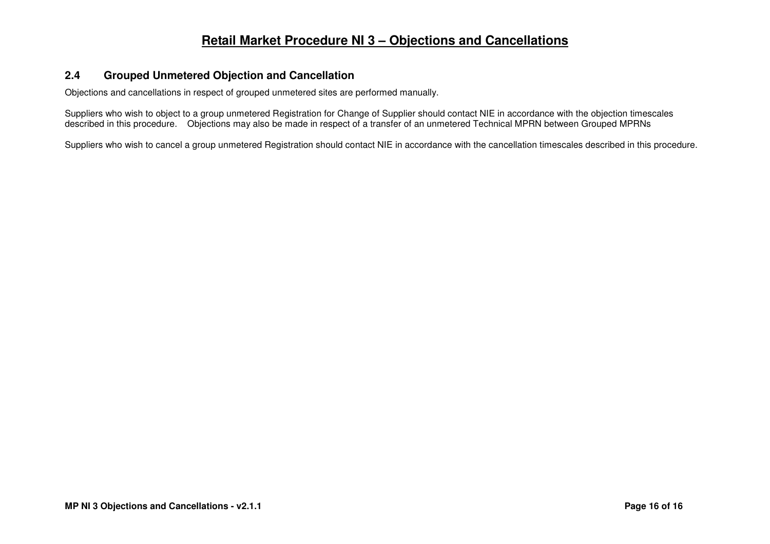## 2.4 Grouped Unmetered Objection and Cancellation

Objections and cancellations in respect of grouped unmetered sites are performed manually.

Suppliers who wish to object to a group unmetered Registration for Change of Supplier should contact NIE in accordance with the objection timescales described in this procedure. Objections may also be made in respect of a transfer of an unmetered Technical MPRN between Grouped MPRNs

Suppliers who wish to cancel a group unmetered Registration should contact NIE in accordance with the cancellation timescales described in this procedure.